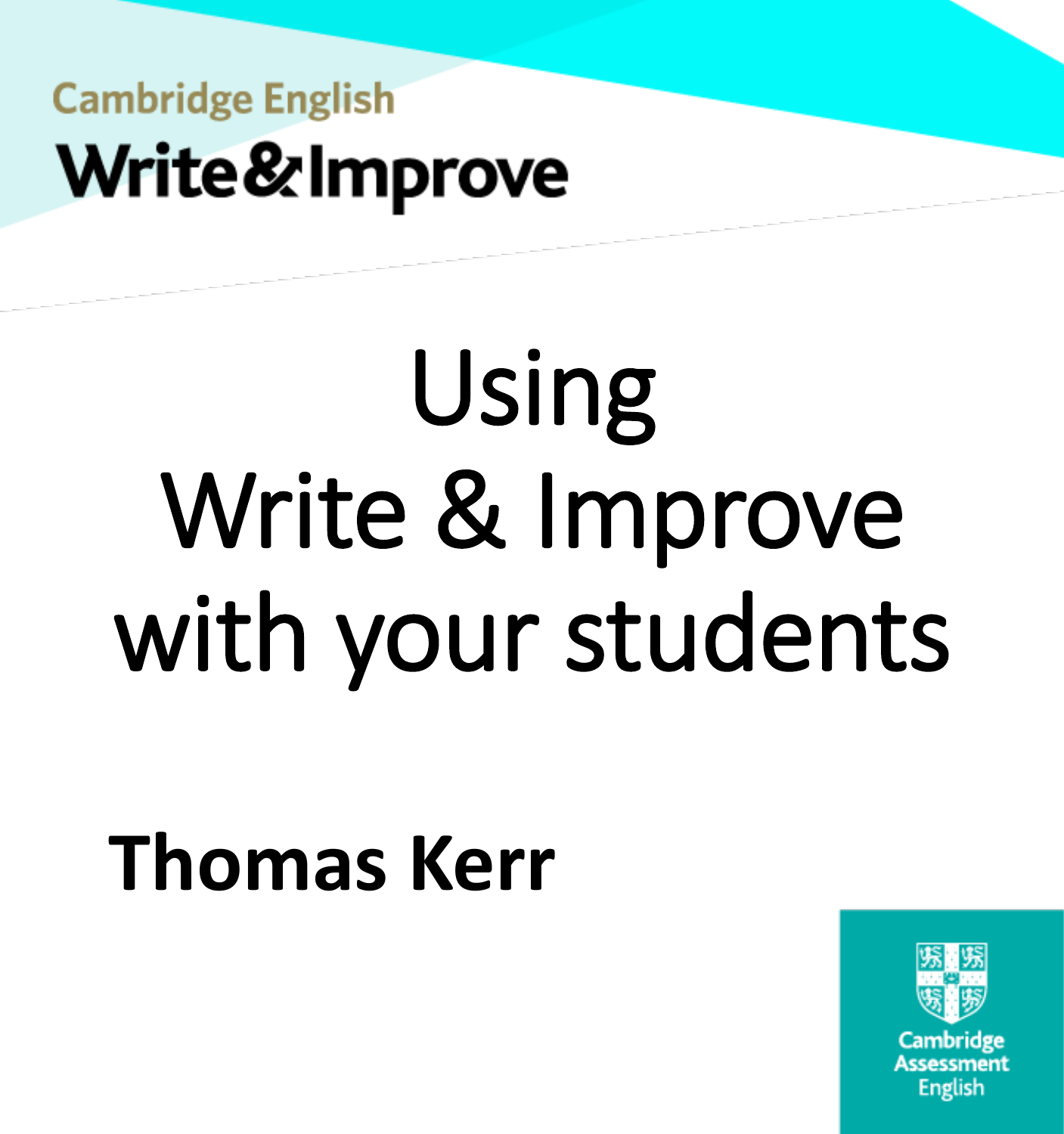Cambridge English

**Write&Improve**

# Using Write & Improve with your students

**Thomas Kerr**

Cambridge Assessment English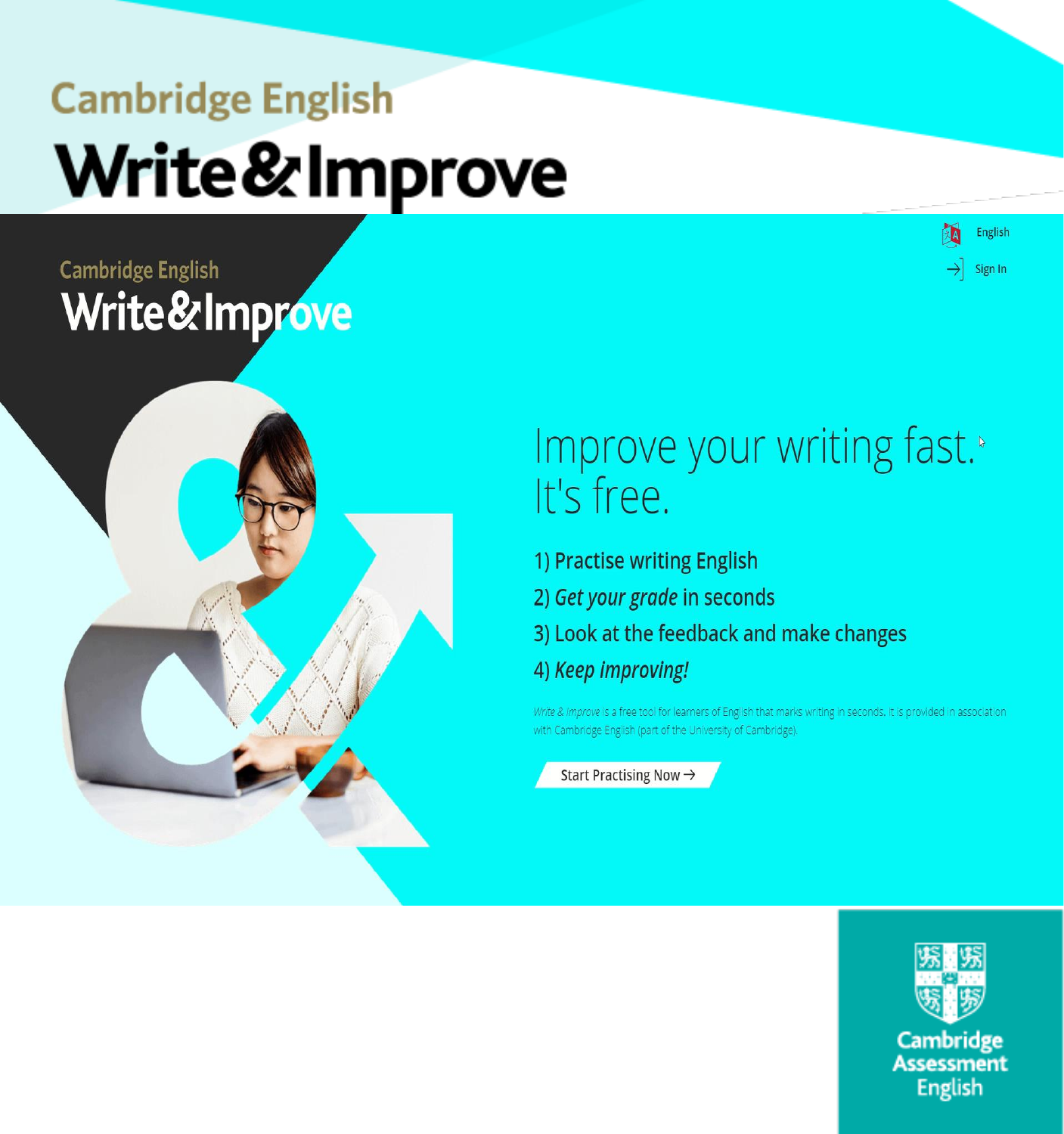Cambridge English

# Write&Improve

English

Sign In

Cambridge English

Write&Improve

## Improve your writing fast. It's free.

1) Practise writing English
2) *Get your grade* in seconds
3) Look at the feedback and make changes
4) *Keep improving!*

*Write & Improve* is a free tool for learners of English that marks writing in seconds. It is provided in association with Cambridge English (part of the University of Cambridge).

Start Practising Now →

Cambridge Assessment English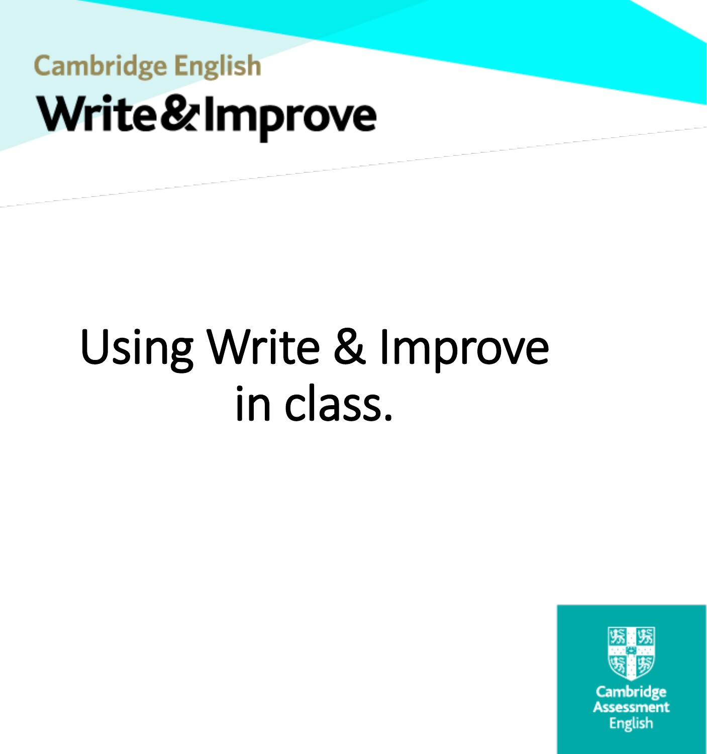Cambridge English

# Write & Improve

## Using Write & Improve in class.

Cambridge Assessment English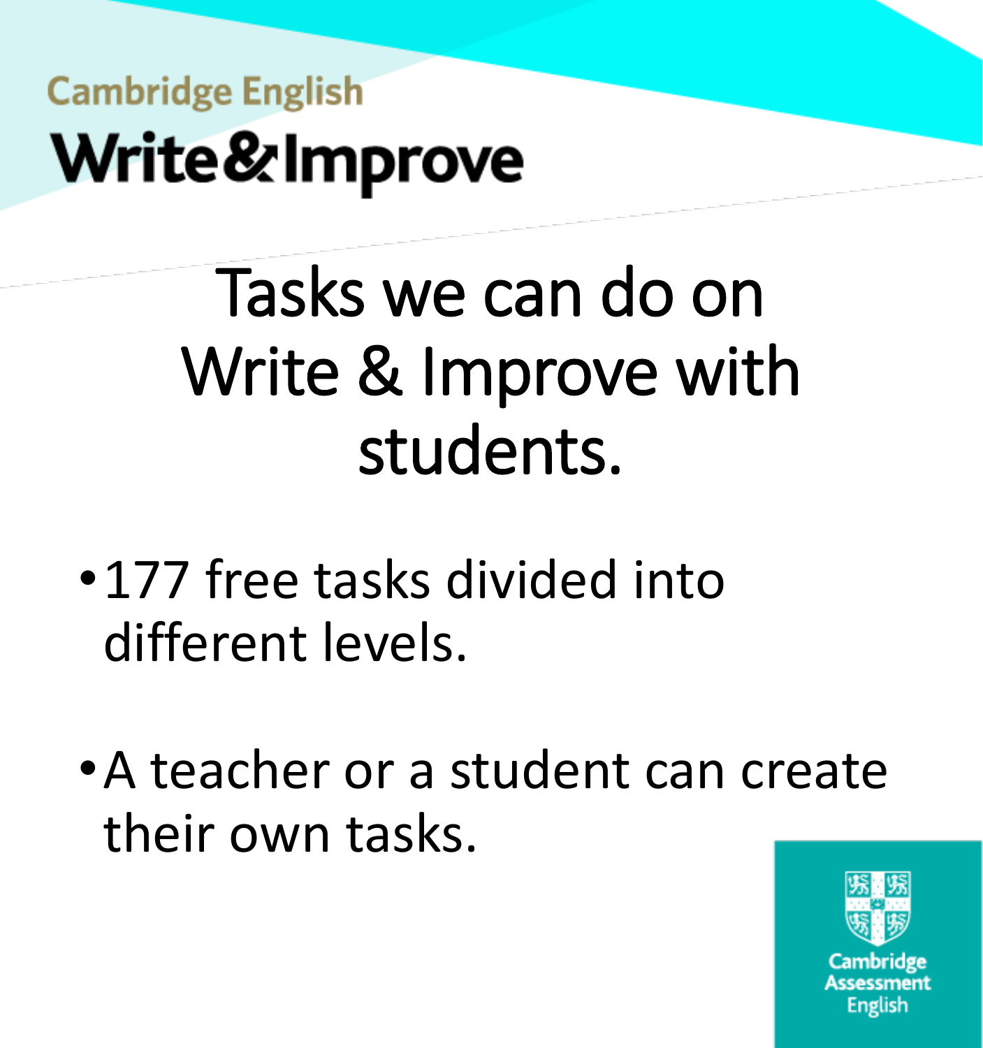Cambridge English

Write&Improve

# Tasks we can do on Write & Improve with students.

- 177 free tasks divided into different levels.
- A teacher or a student can create their own tasks.

Cambridge Assessment English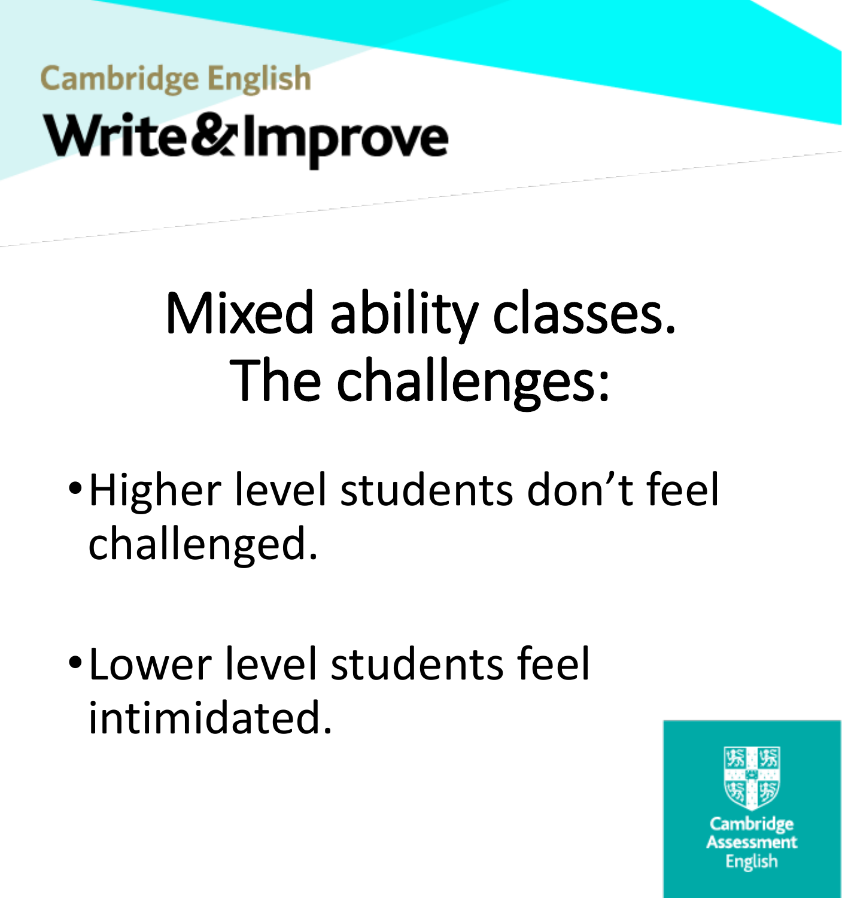# Mixed ability classes. The challenges:

- Higher level students don't feel challenged.
- Lower level students feel intimidated.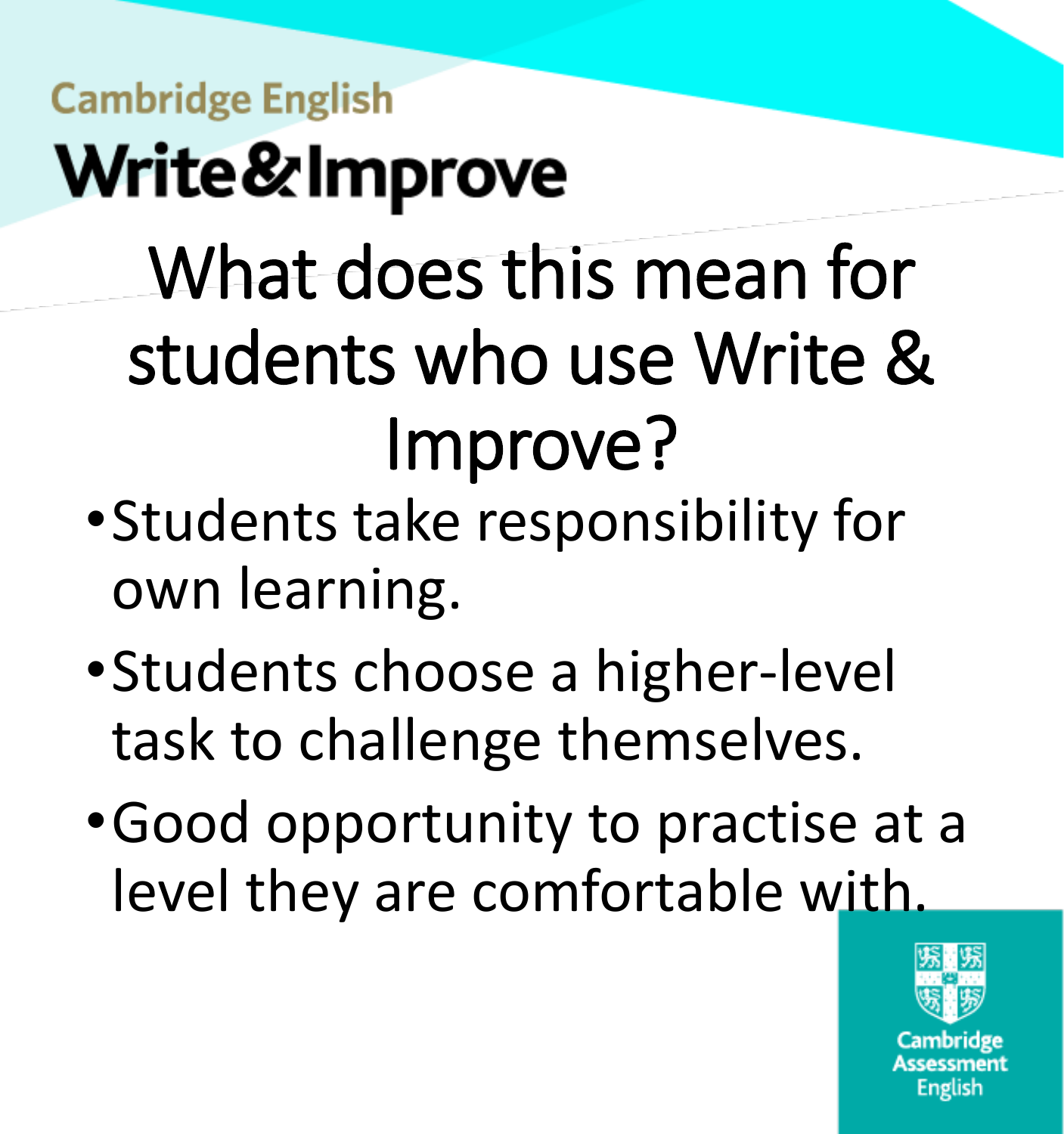Cambridge English

Write&Improve

# What does this mean for students who use Write & Improve?

- Students take responsibility for own learning.
- Students choose a higher-level task to challenge themselves.
- Good opportunity to practise at a level they are comfortable with.

Cambridge Assessment English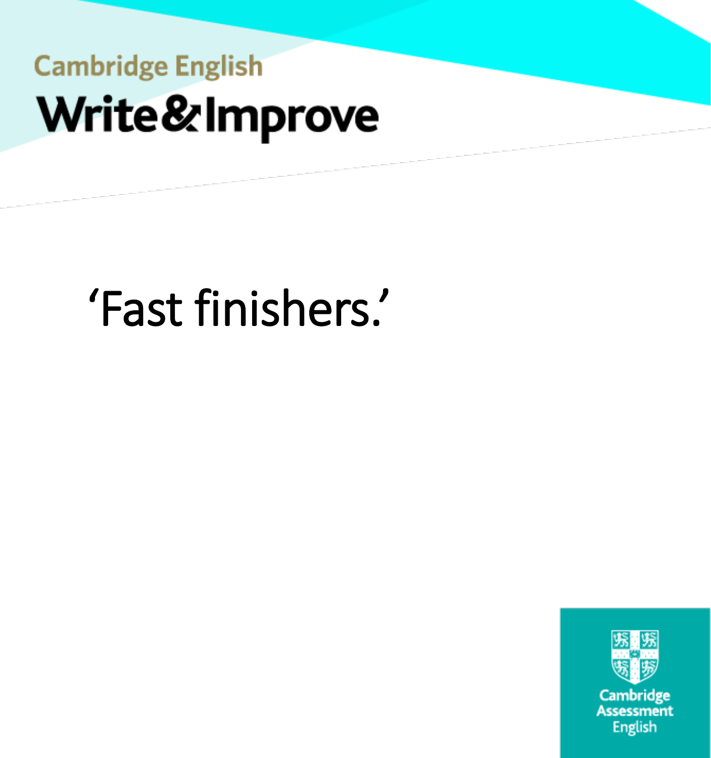Cambridge English

# Write&Improve

‘Fast finishers.’

Cambridge Assessment English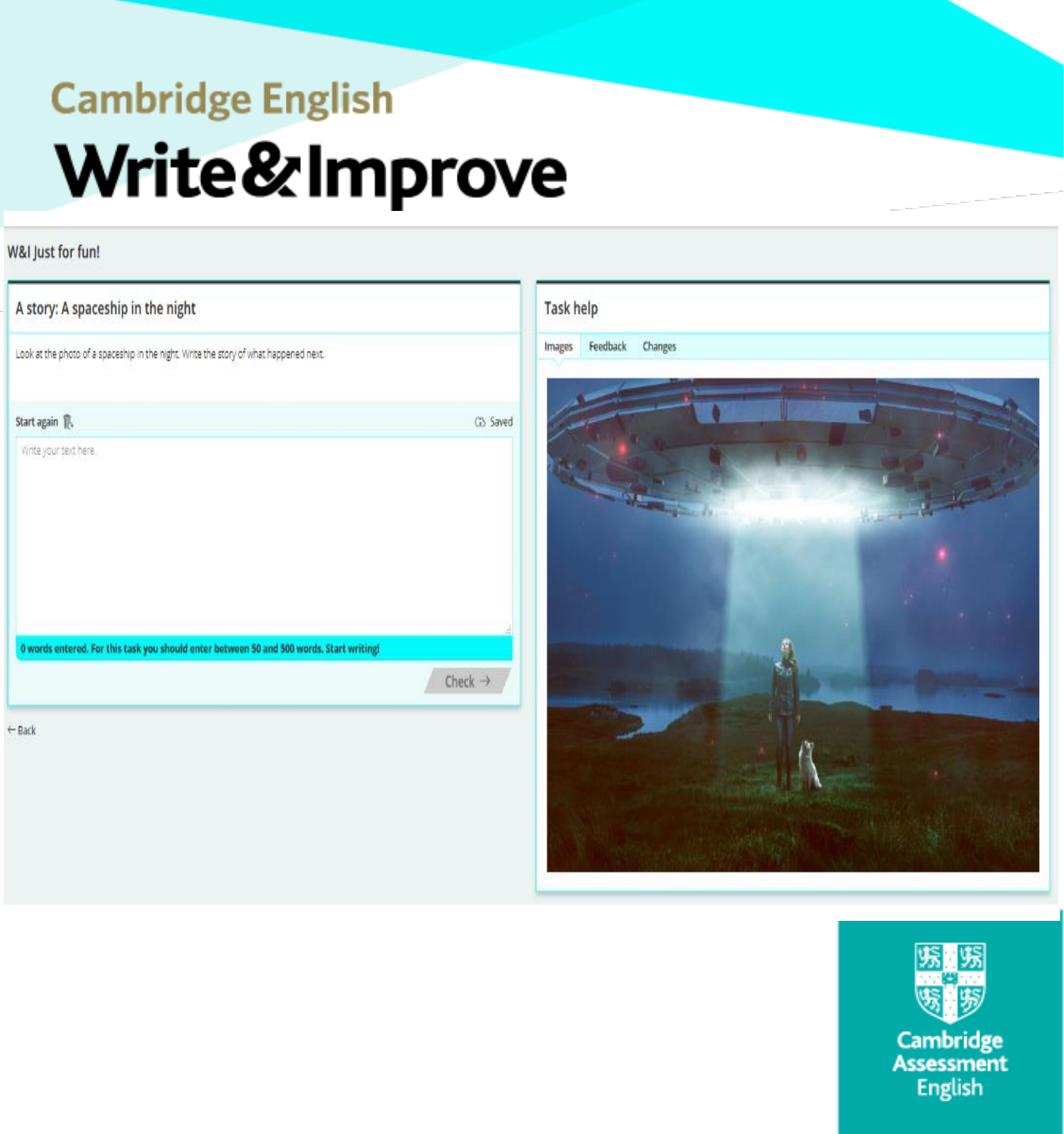# Cambridge English

# Write & Improve

W&I Just for fun!

## A story: A spaceship in the night

Look at the photo of a spaceship in the night. Write the story of what happened next.

Start again | Saved

Write your text here.

0 words entered. For this task you should enter between 50 and 500 words. Start writing!

Check →

← Back

## Task help

Images | Feedback | Changes

Cambridge Assessment English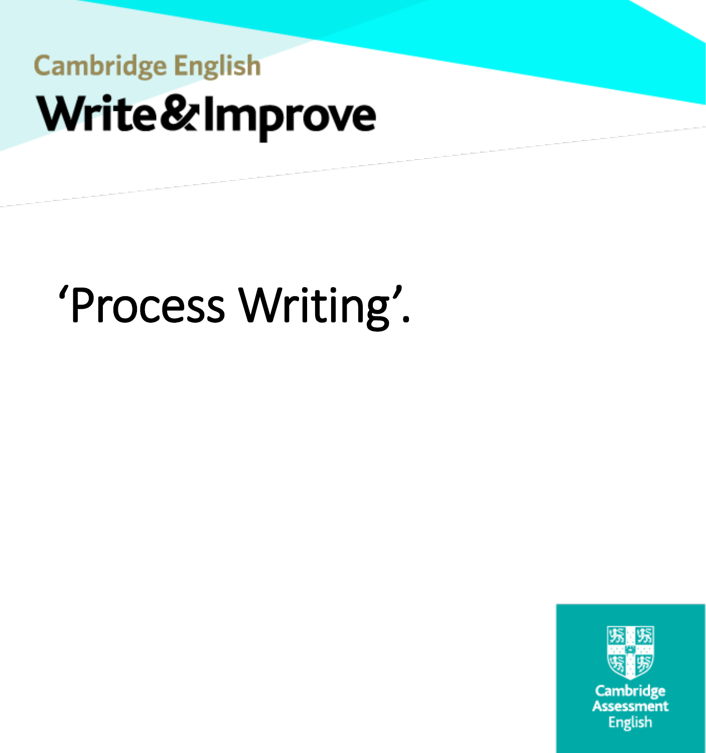Cambridge English

# Write&Improve

## ‘Process Writing’.

Cambridge Assessment English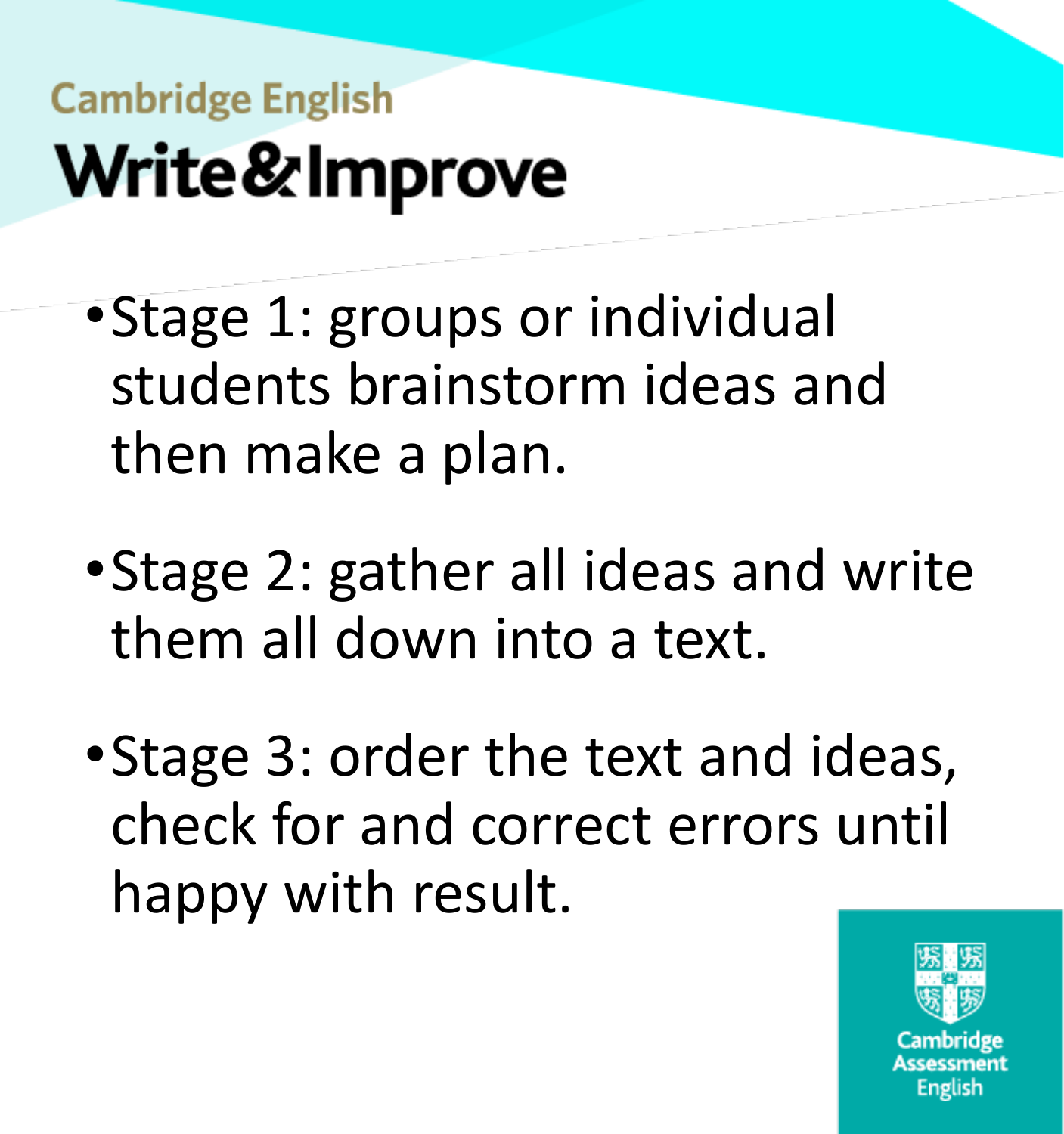Cambridge English

# Write&Improve

- Stage 1: groups or individual students brainstorm ideas and then make a plan.
- Stage 2: gather all ideas and write them all down into a text.
- Stage 3: order the text and ideas, check for and correct errors until happy with result.

Cambridge Assessment English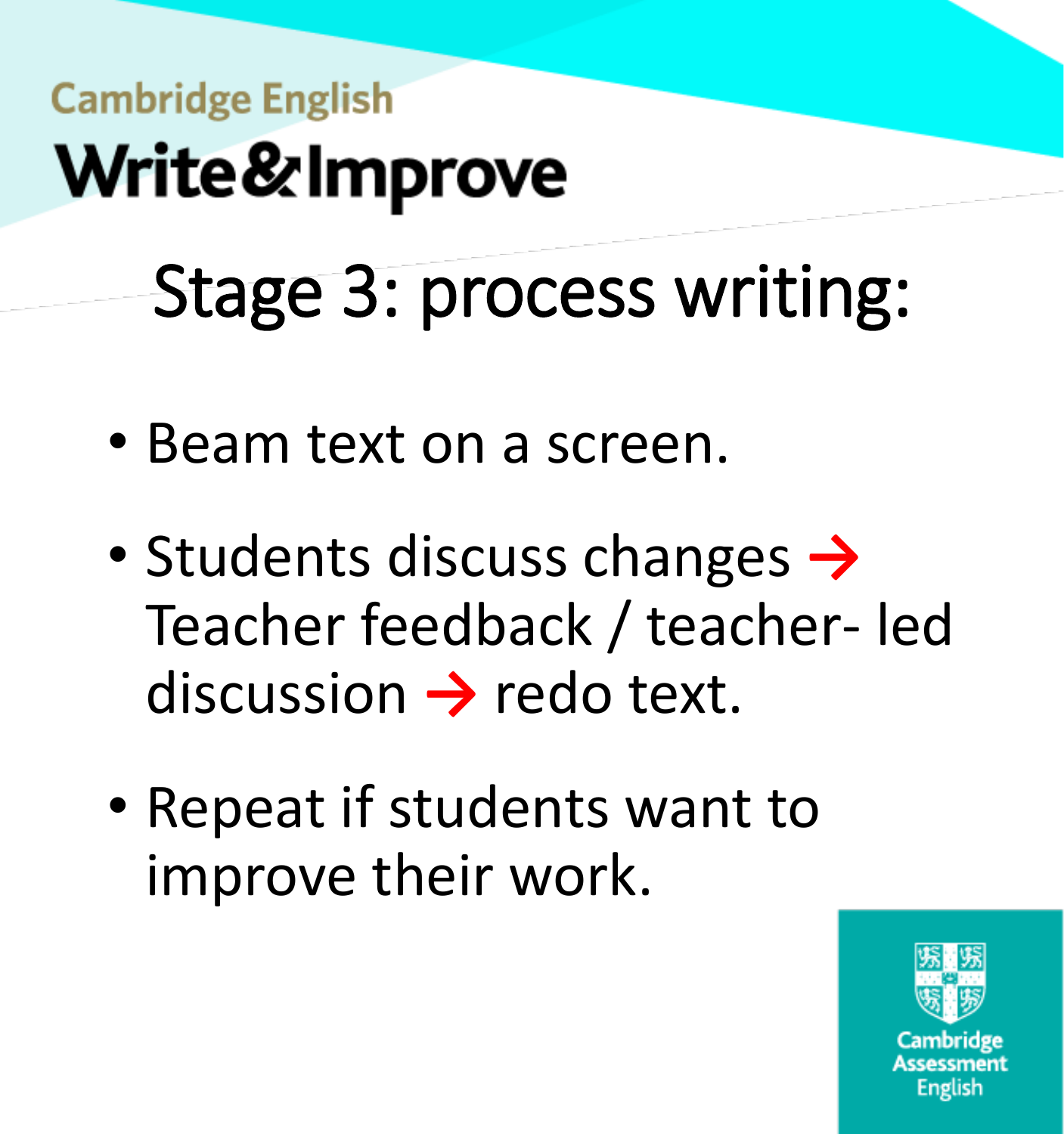Cambridge English

# Write&Improve

## Stage 3: process writing:

- Beam text on a screen.
- Students discuss changes → Teacher feedback / teacher- led discussion → redo text.
- Repeat if students want to improve their work.

Cambridge Assessment English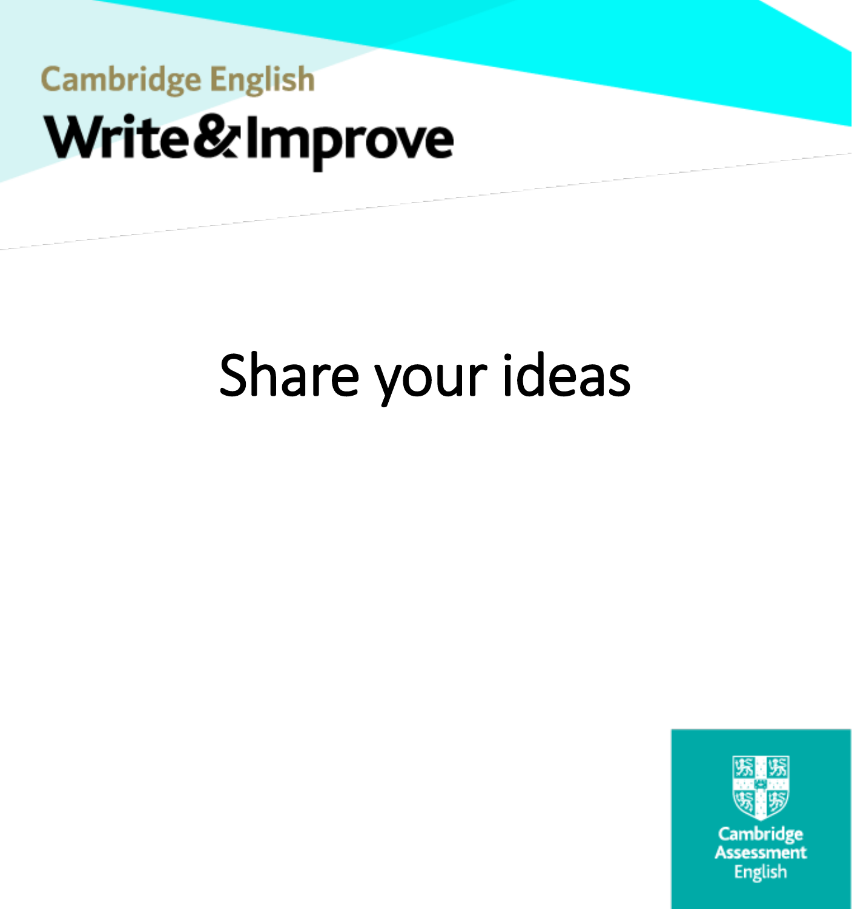Cambridge English

Write&Improve

# Share your ideas

Cambridge Assessment English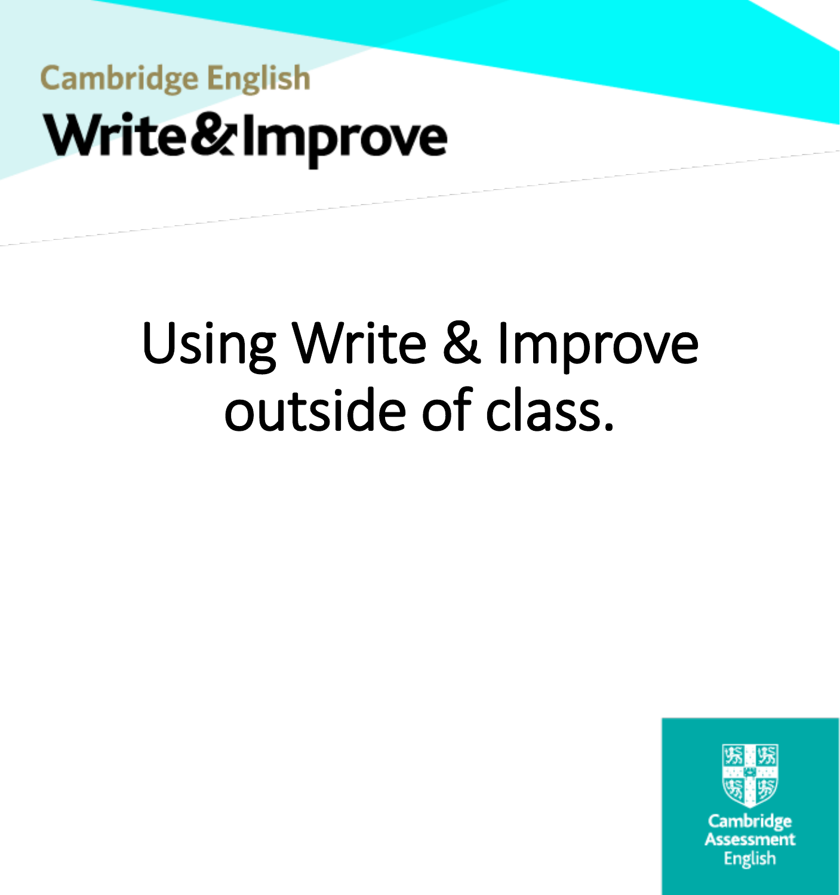Cambridge English

Write&Improve

# Using Write & Improve outside of class.

Cambridge Assessment English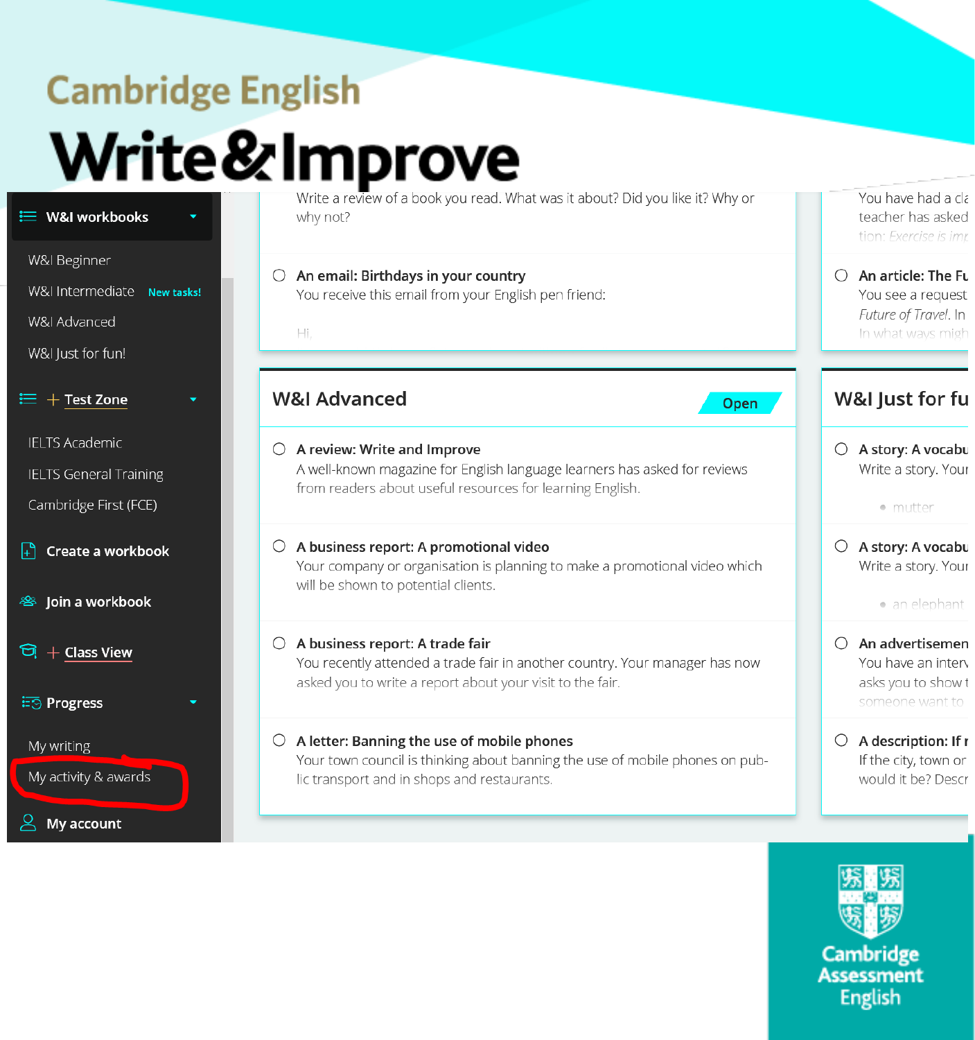Cambridge English

# Write&Improve

- W&I workbooks
  - W&I Beginner
  - W&I Intermediate New tasks!
  - W&I Advanced
  - W&I Just for fun!
- Test Zone
  - IELTS Academic
  - IELTS General Training
  - Cambridge First (FCE)
- Create a workbook
- Join a workbook
- Class View
- Progress
  - My writing
  - My activity & awards
- My account

Write a review of a book you read. What was it about? Did you like it? Why or why not?

**An email: Birthdays in your country**
You receive this email from your English pen friend:

Hi,

You have had a cla
teacher has asked
tion: *Exercise is imp*

**An article: The Fu**
You see a request
*Future of Travel*. In
In what ways migh

## W&I Advanced

Open

**A review: Write and Improve**
A well-known magazine for English language learners has asked for reviews from readers about useful resources for learning English.

**A business report: A promotional video**
Your company or organisation is planning to make a promotional video which will be shown to potential clients.

**A business report: A trade fair**
You recently attended a trade fair in another country. Your manager has now asked you to write a report about your visit to the fair.

**A letter: Banning the use of mobile phones**
Your town council is thinking about banning the use of mobile phones on public transport and in shops and restaurants.

## W&I Just for fu

**A story: A vocabu**
Write a story. Your

- mutter

**A story: A vocabu**
Write a story. Your

- an elephant

**An advertisemen**
You have an interv
asks you to show t
someone want to

**A description: If r**
If the city, town or
would it be? Descr

Cambridge Assessment English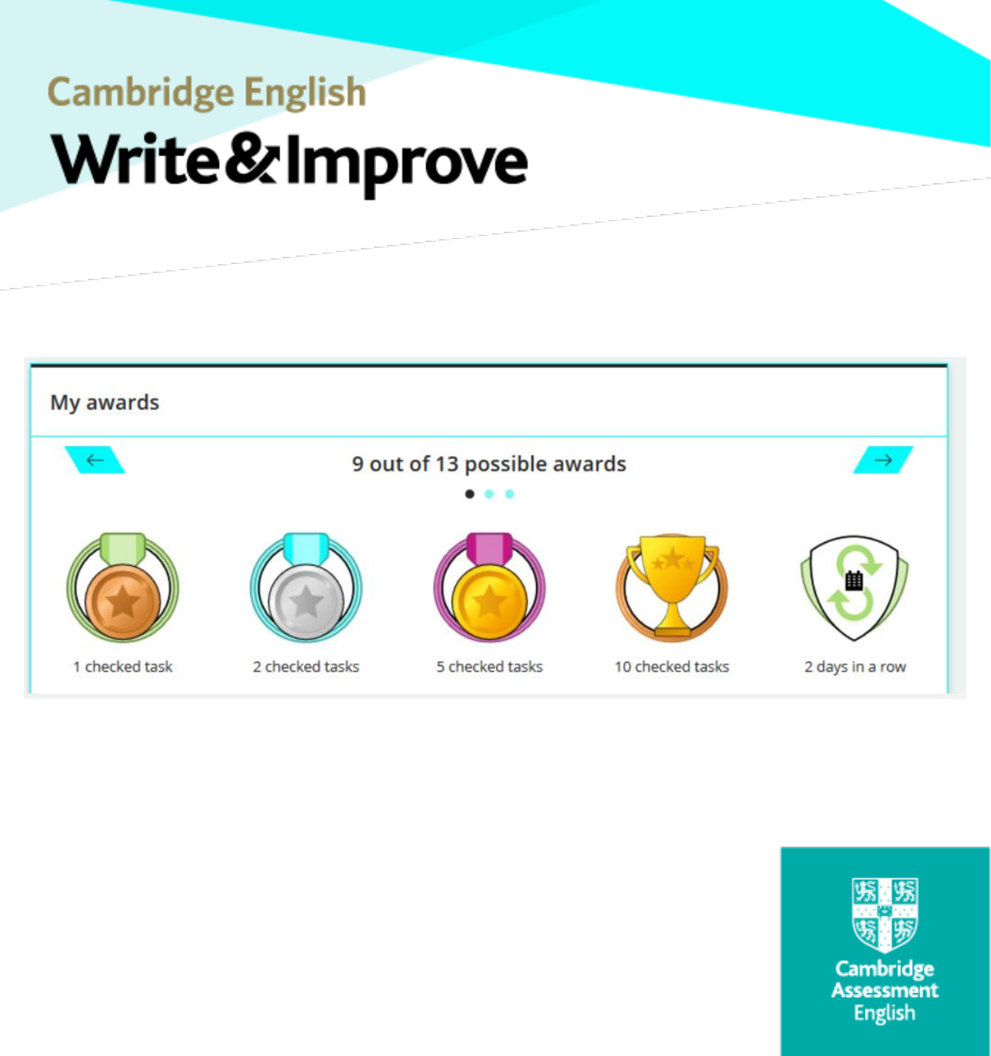Cambridge English

# Write & Improve

My awards

9 out of 13 possible awards

1 checked task

2 checked tasks

5 checked tasks

10 checked tasks

2 days in a row

Cambridge Assessment English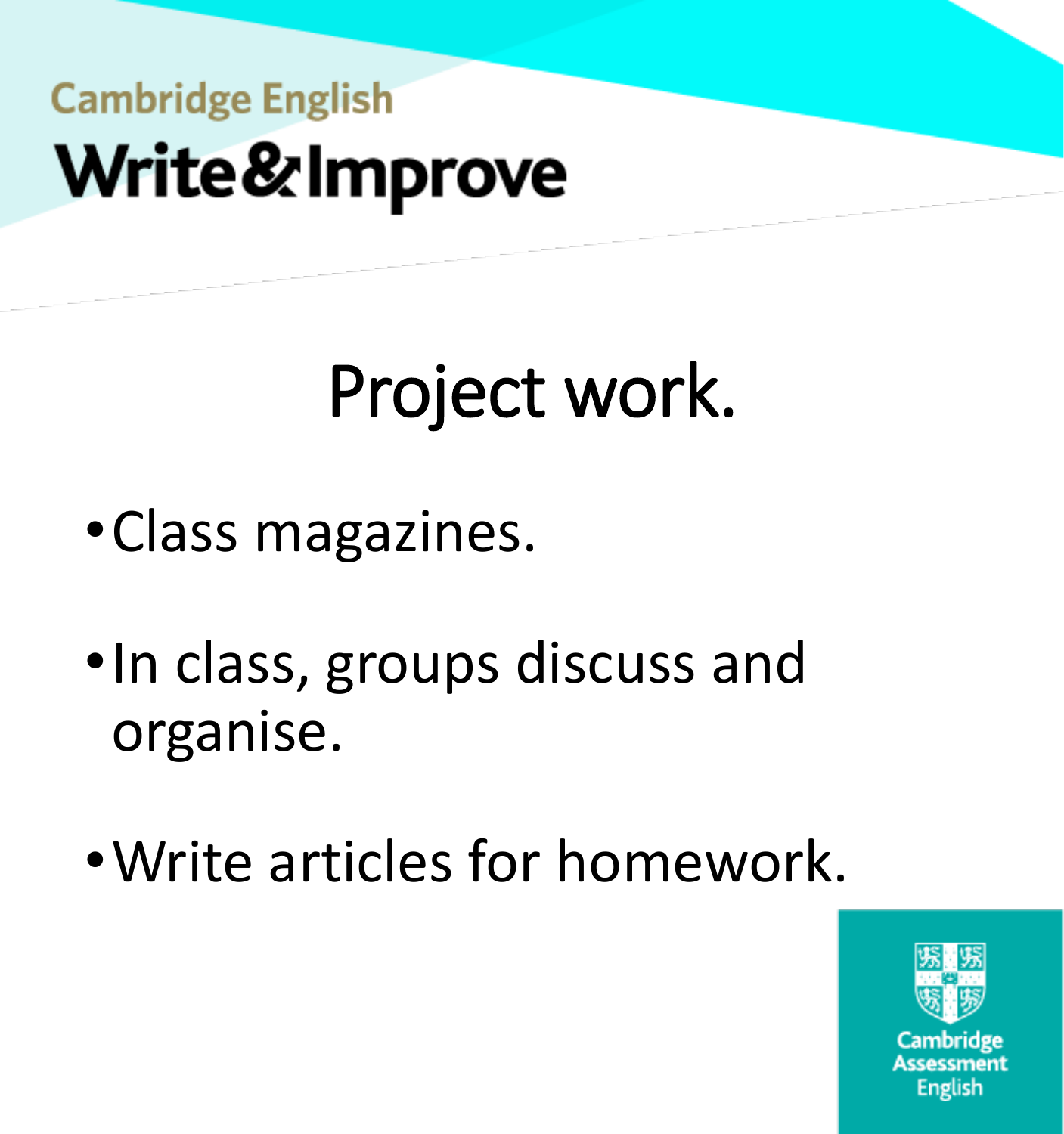Cambridge English

Write&Improve

# Project work.

- Class magazines.
- In class, groups discuss and organise.
- Write articles for homework.

Cambridge Assessment English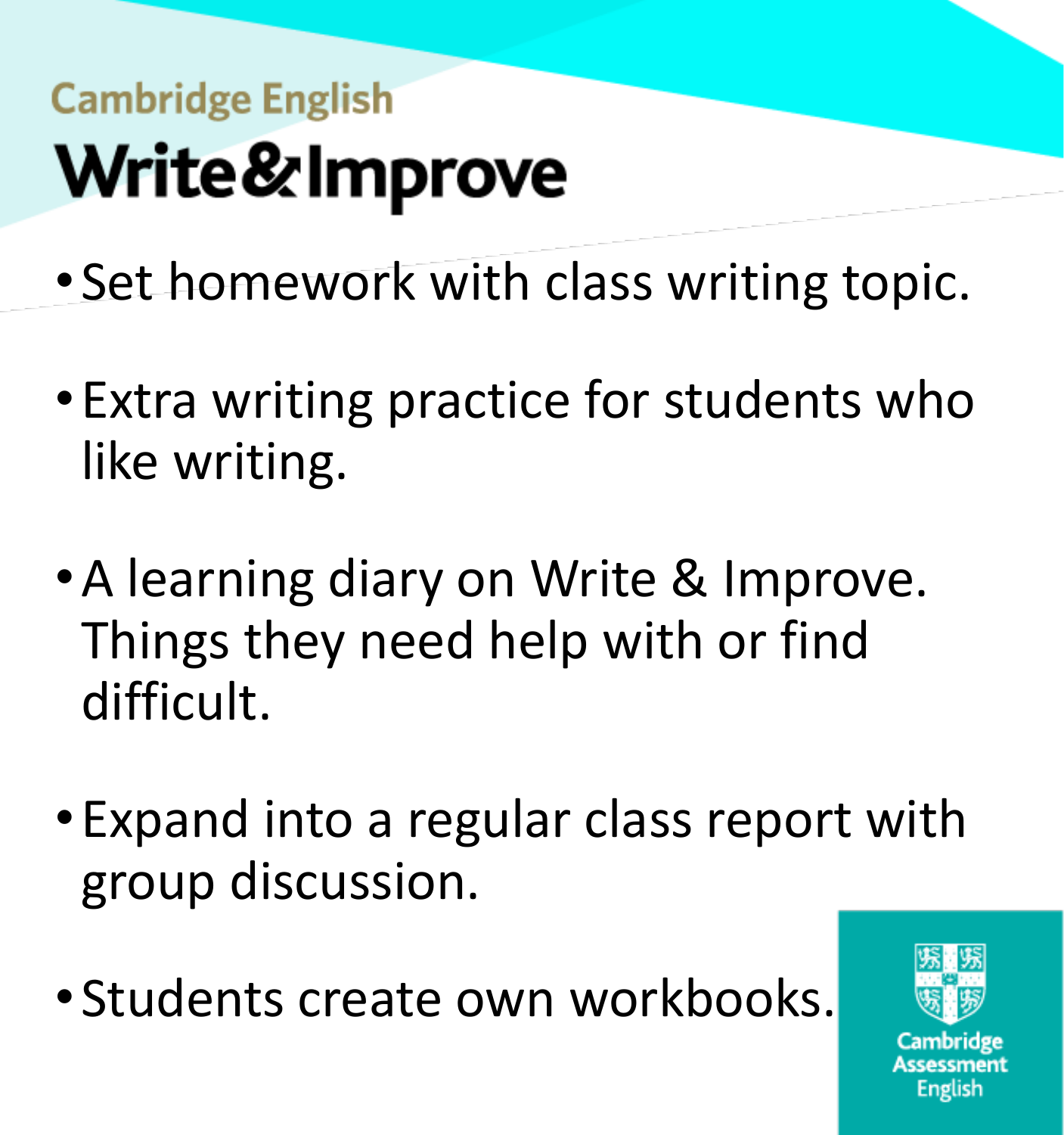Cambridge English

# Write & Improve

- Set homework with class writing topic.
- Extra writing practice for students who like writing.
- A learning diary on Write & Improve. Things they need help with or find difficult.
- Expand into a regular class report with group discussion.
- Students create own workbooks.

Cambridge Assessment English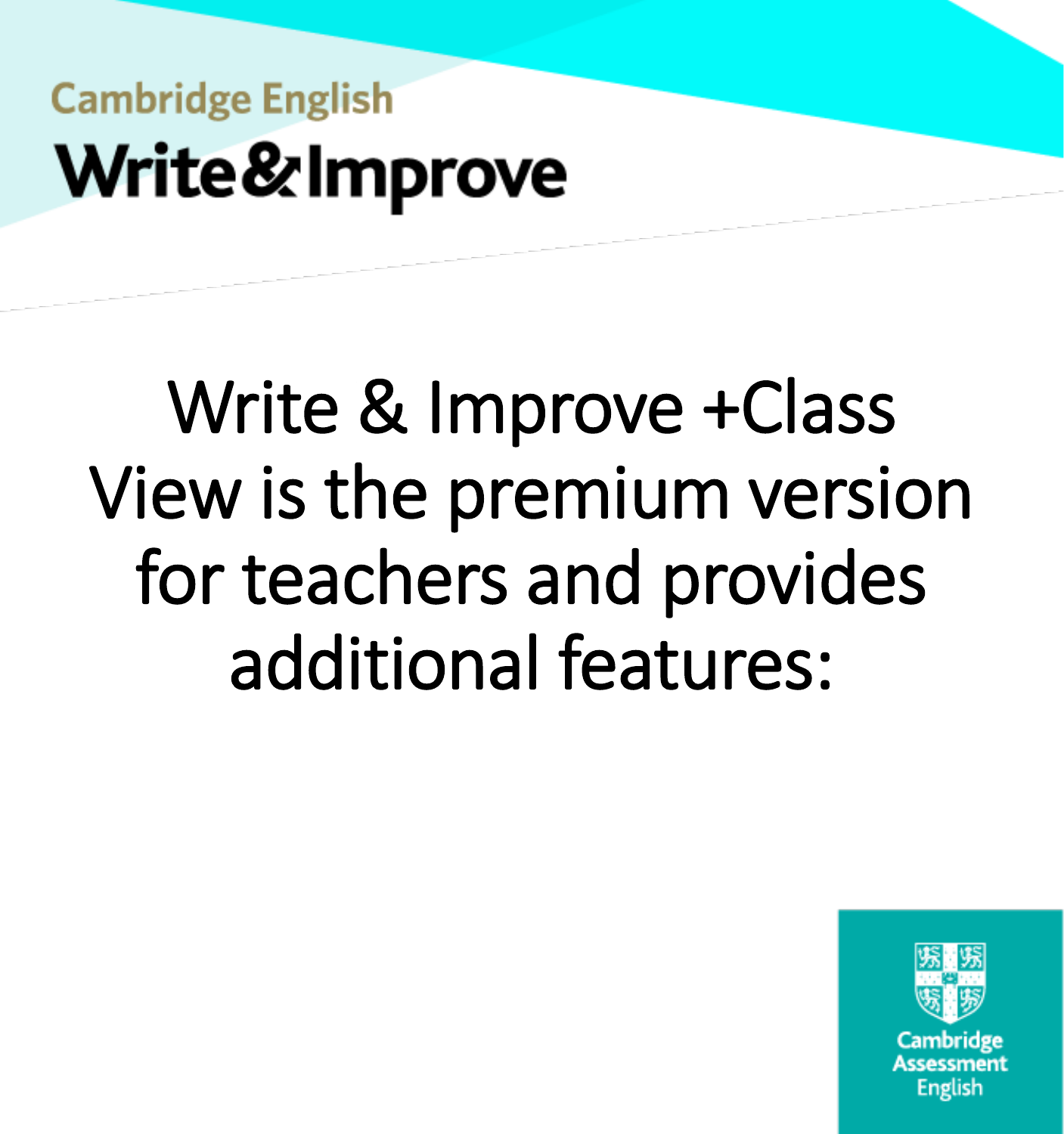Cambridge English

# Write&Improve

Write & Improve +Class View is the premium version for teachers and provides additional features:

Cambridge Assessment English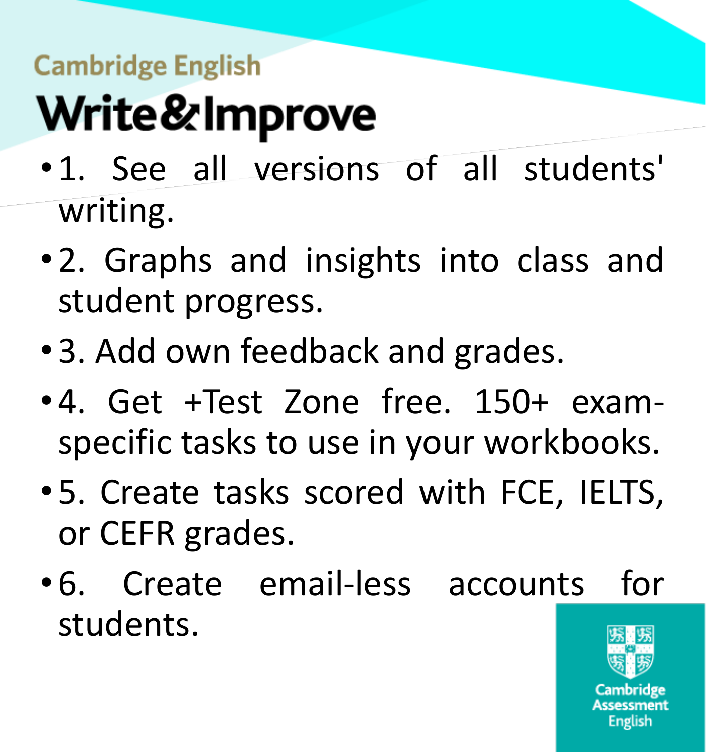Cambridge English

# Write&Improve

- 1. See all versions of all students' writing.
- 2. Graphs and insights into class and student progress.
- 3. Add own feedback and grades.
- 4. Get +Test Zone free. 150+ exam-specific tasks to use in your workbooks.
- 5. Create tasks scored with FCE, IELTS, or CEFR grades.
- 6. Create email-less accounts for students.

Cambridge Assessment English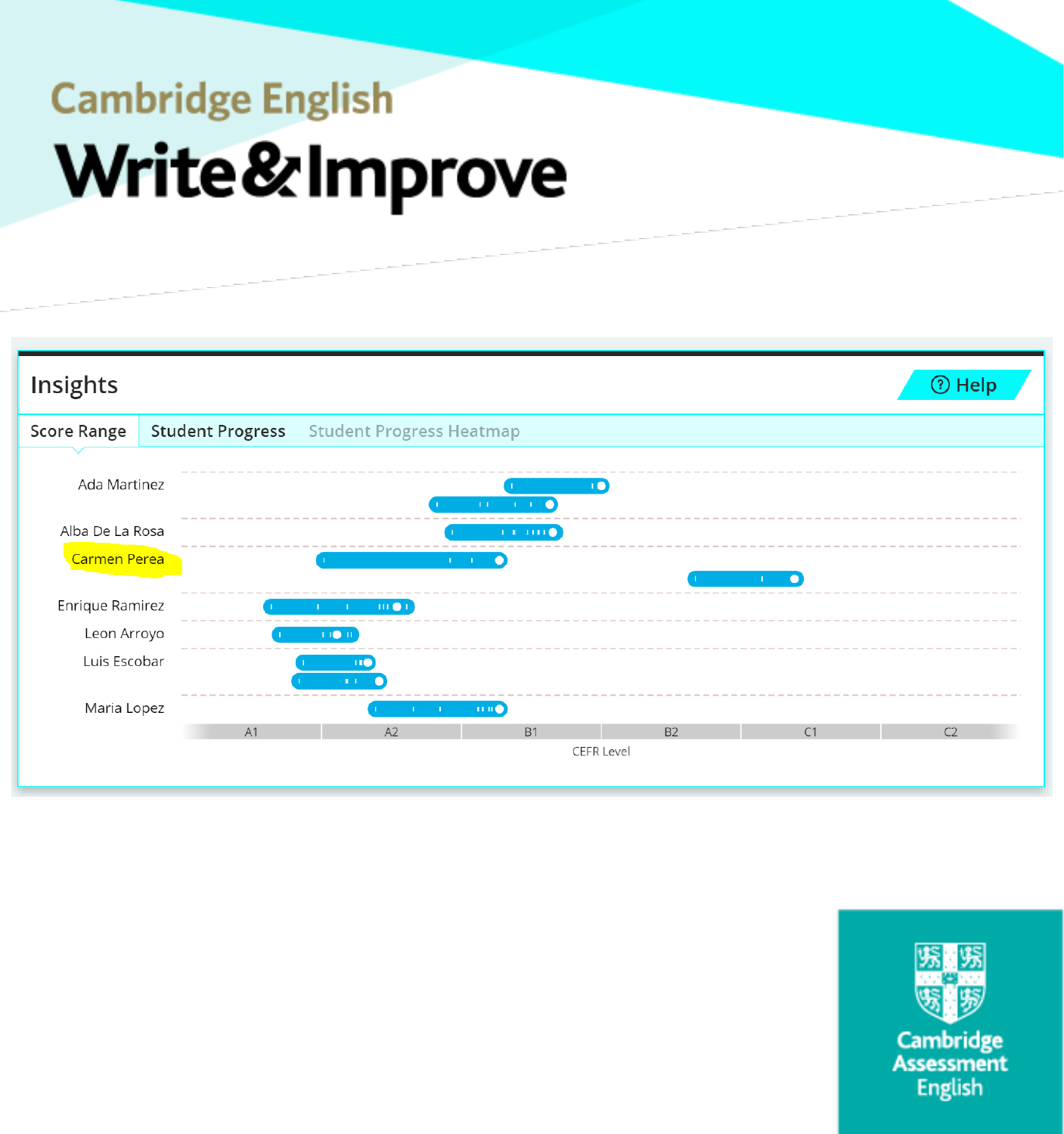Cambridge English

# Write&Improve

## Insights

? Help

Score Range | Student Progress | Student Progress Heatmap

Ada Martinez

Alba De La Rosa

Carmen Perea

Enrique Ramirez

Leon Arroyo

Luis Escobar

Maria Lopez

A1 | A2 | B1 | B2 | C1 | C2

CEFR Level

Cambridge Assessment English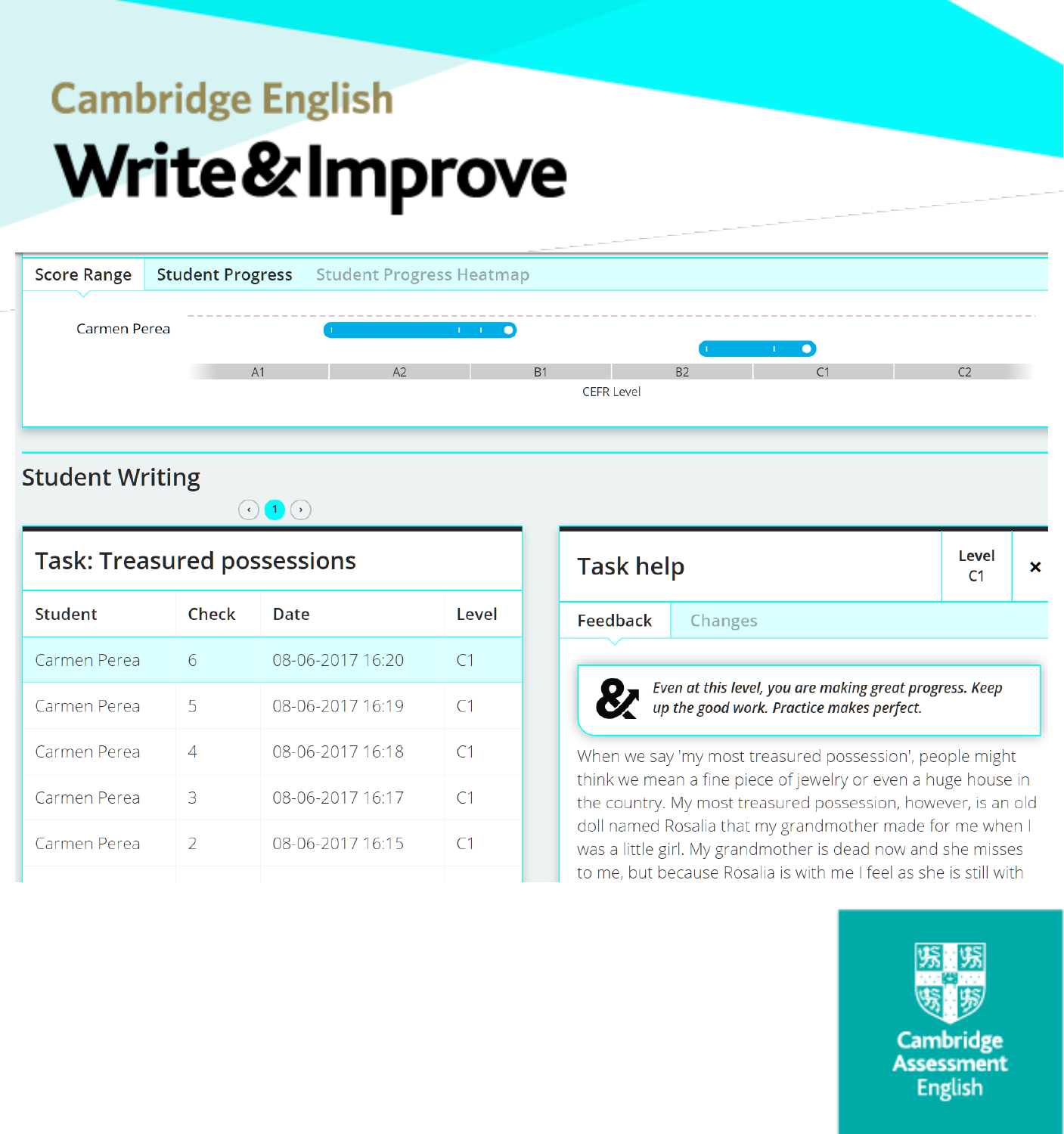# Cambridge English

# Write&Improve

Score Range | Student Progress | Student Progress Heatmap

Carmen Perea

A1 A2 B1 B2 C1 C2

CEFR Level

## Student Writing

### Task: Treasured possessions

| Student | Check | Date | Level |
|---|---|---|---|
| Carmen Perea | 6 | 08-06-2017 16:20 | C1 |
| Carmen Perea | 5 | 08-06-2017 16:19 | C1 |
| Carmen Perea | 4 | 08-06-2017 16:18 | C1 |
| Carmen Perea | 3 | 08-06-2017 16:17 | C1 |
| Carmen Perea | 2 | 08-06-2017 16:15 | C1 |

### Task help

Level C1

Feedback | Changes

*Even at this level, you are making great progress. Keep up the good work. Practice makes perfect.*

When we say 'my most treasured possession', people might think we mean a fine piece of jewelry or even a huge house in the country. My most treasured possession, however, is an old doll named Rosalia that my grandmother made for me when I was a little girl. My grandmother is dead now and she misses to me, but because Rosalia is with me I feel as she is still with

Cambridge Assessment English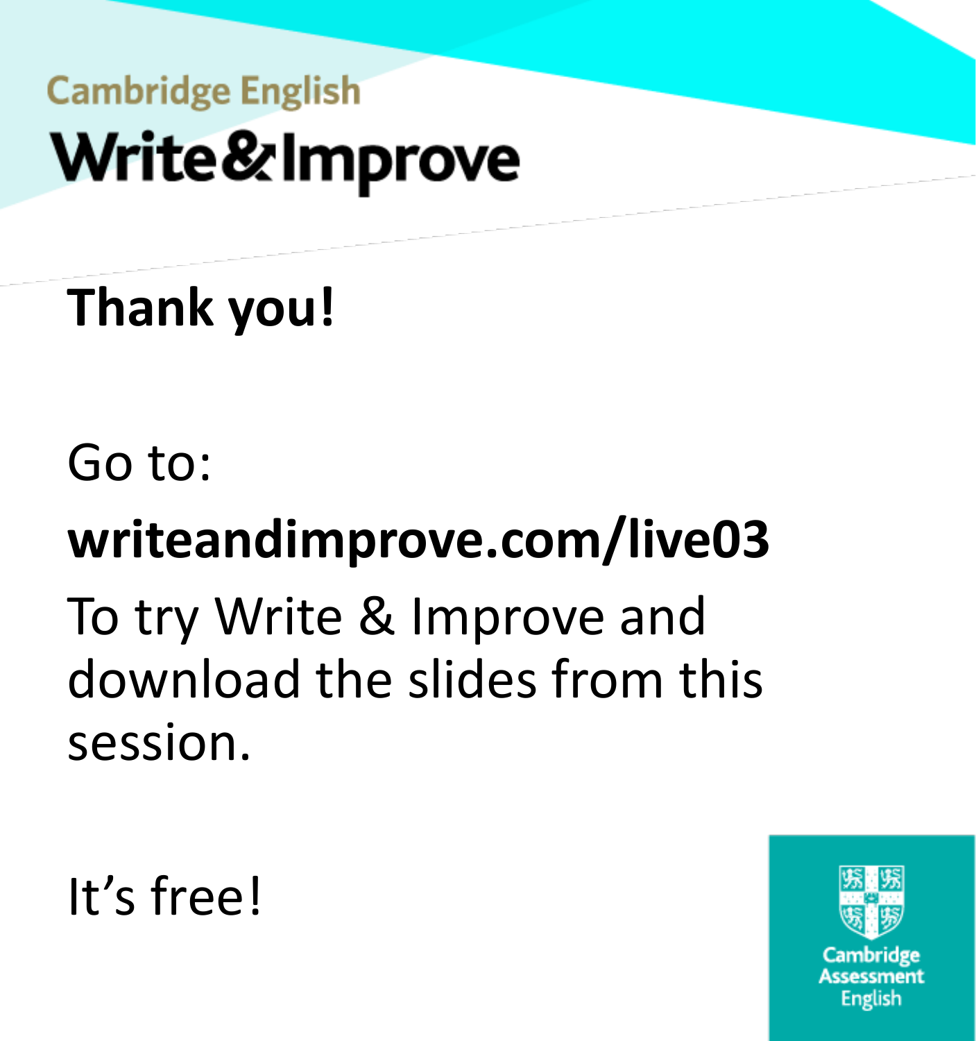Cambridge English

# Write & Improve

**Thank you!**

Go to:

**writeandimprove.com/live03**

To try Write & Improve and download the slides from this session.

It's free!

Cambridge Assessment English